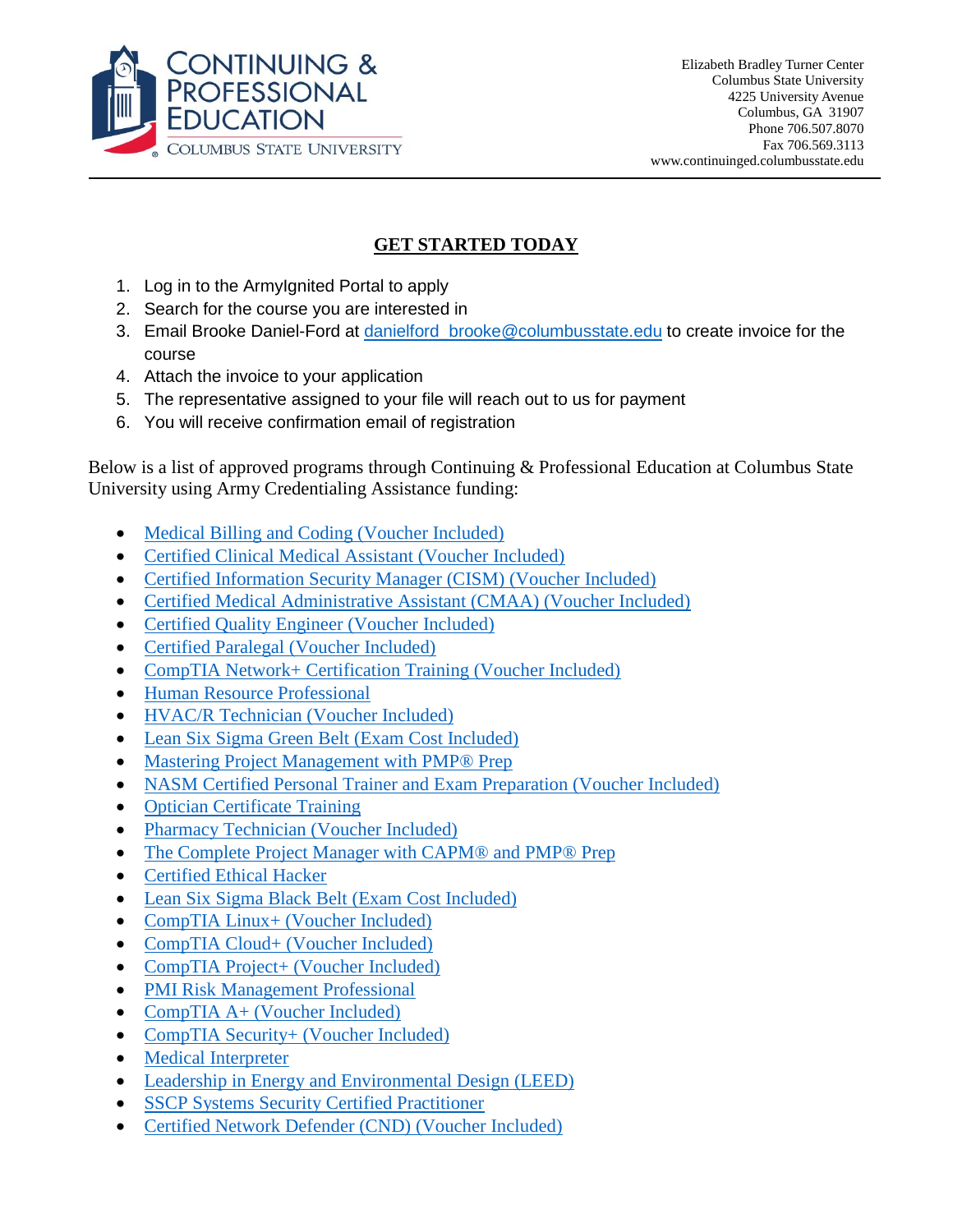CONTINUING & PROFESSIONAL EDUCATION
COLUMBUS STATE UNIVERSITY

Elizabeth Bradley Turner Center
Columbus State University
4225 University Avenue
Columbus, GA 31907
Phone 706.507.8070
Fax 706.569.3113
www.continuinged.columbusstate.edu

## GET STARTED TODAY

1. Log in to the ArmyIgnited Portal to apply
2. Search for the course you are interested in
3. Email Brooke Daniel-Ford at danielford_brooke@columbusstate.edu to create invoice for the course
4. Attach the invoice to your application
5. The representative assigned to your file will reach out to us for payment
6. You will receive confirmation email of registration

Below is a list of approved programs through Continuing & Professional Education at Columbus State University using Army Credentialing Assistance funding:

- Medical Billing and Coding (Voucher Included)
- Certified Clinical Medical Assistant (Voucher Included)
- Certified Information Security Manager (CISM) (Voucher Included)
- Certified Medical Administrative Assistant (CMAA) (Voucher Included)
- Certified Quality Engineer (Voucher Included)
- Certified Paralegal (Voucher Included)
- CompTIA Network+ Certification Training (Voucher Included)
- Human Resource Professional
- HVAC/R Technician (Voucher Included)
- Lean Six Sigma Green Belt (Exam Cost Included)
- Mastering Project Management with PMP® Prep
- NASM Certified Personal Trainer and Exam Preparation (Voucher Included)
- Optician Certificate Training
- Pharmacy Technician (Voucher Included)
- The Complete Project Manager with CAPM® and PMP® Prep
- Certified Ethical Hacker
- Lean Six Sigma Black Belt (Exam Cost Included)
- CompTIA Linux+ (Voucher Included)
- CompTIA Cloud+ (Voucher Included)
- CompTIA Project+ (Voucher Included)
- PMI Risk Management Professional
- CompTIA A+ (Voucher Included)
- CompTIA Security+ (Voucher Included)
- Medical Interpreter
- Leadership in Energy and Environmental Design (LEED)
- SSCP Systems Security Certified Practitioner
- Certified Network Defender (CND) (Voucher Included)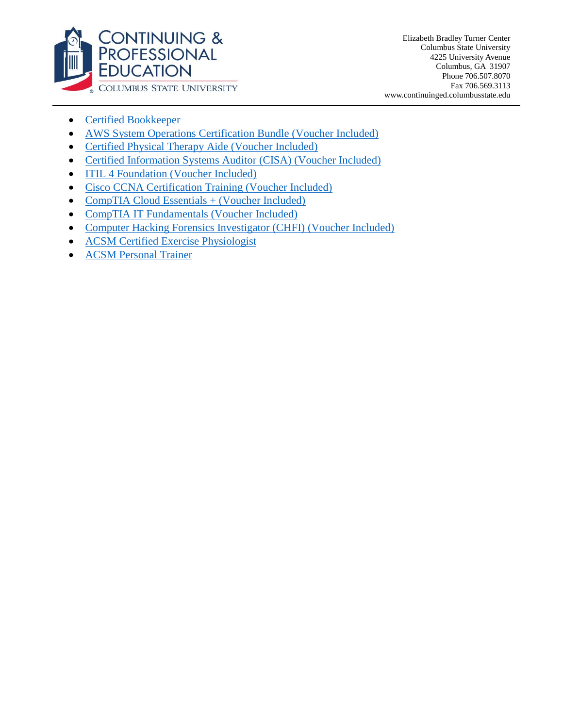- Certified Bookkeeper
- AWS System Operations Certification Bundle (Voucher Included)
- Certified Physical Therapy Aide (Voucher Included)
- Certified Information Systems Auditor (CISA) (Voucher Included)
- ITIL 4 Foundation (Voucher Included)
- Cisco CCNA Certification Training (Voucher Included)
- CompTIA Cloud Essentials + (Voucher Included)
- CompTIA IT Fundamentals (Voucher Included)
- Computer Hacking Forensics Investigator (CHFI) (Voucher Included)
- ACSM Certified Exercise Physiologist
- ACSM Personal Trainer